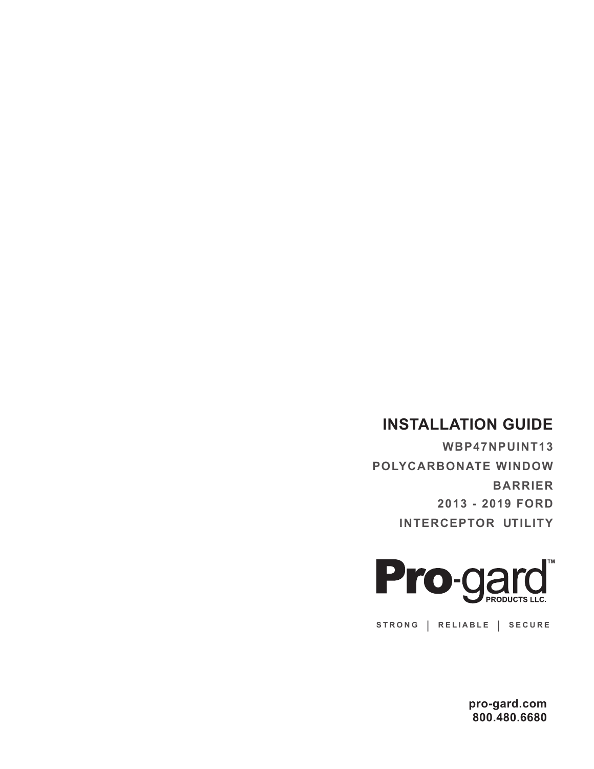# INSTALLATION GUIDE

**WBP47NPUINT13**

**POLYCARBONATE WINDOW BARRIER**

**2013 - 2019 FORD INTERCEPTOR UTILITY**

**Pro-gard™ PRODUCTS LLC.**

STRONG | RELIABLE | SECURE

**pro-gard.com**
**800.480.6680**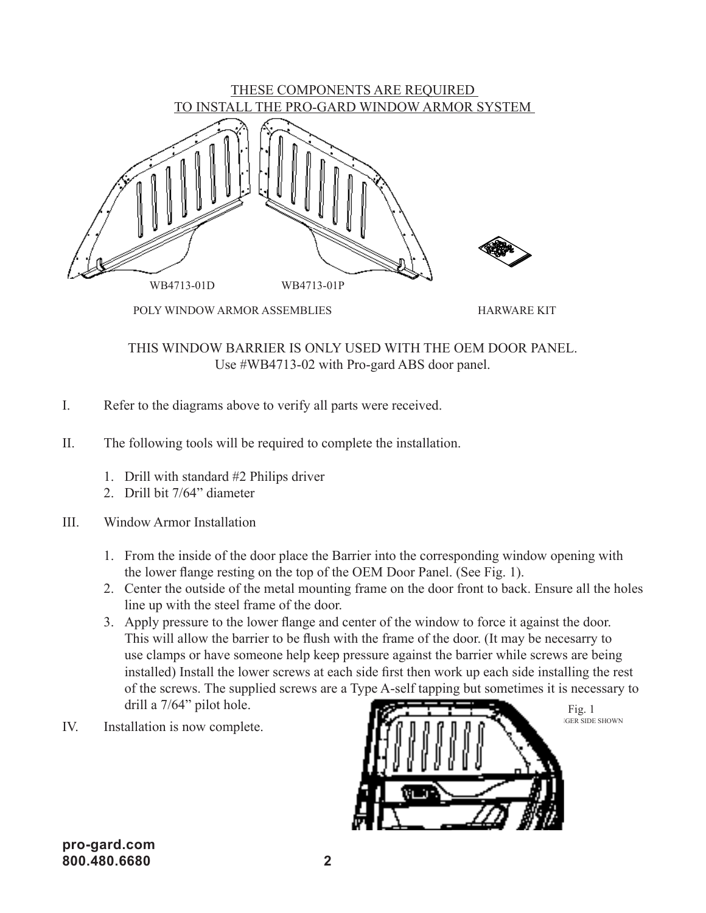THESE COMPONENTS ARE REQUIRED
TO INSTALL THE PRO-GARD WINDOW ARMOR SYSTEM

WB4713-01D

WB4713-01P

POLY WINDOW ARMOR ASSEMBLIES

HARWARE KIT

THIS WINDOW BARRIER IS ONLY USED WITH THE OEM DOOR PANEL.
Use #WB4713-02 with Pro-gard ABS door panel.

I. Refer to the diagrams above to verify all parts were received.

II. The following tools will be required to complete the installation.

1. Drill with standard #2 Philips driver
2. Drill bit 7/64" diameter

III. Window Armor Installation

1. From the inside of the door place the Barrier into the corresponding window opening with the lower flange resting on the top of the OEM Door Panel. (See Fig. 1).
2. Center the outside of the metal mounting frame on the door front to back. Ensure all the holes line up with the steel frame of the door.
3. Apply pressure to the lower flange and center of the window to force it against the door. This will allow the barrier to be flush with the frame of the door. (It may be necesarry to use clamps or have someone help keep pressure against the barrier while screws are being installed) Install the lower screws at each side first then work up each side installing the rest of the screws. The supplied screws are a Type A-self tapping but sometimes it is necessary to drill a 7/64" pilot hole.

IV. Installation is now complete.

Fig. 1
GER SIDE SHOWN

pro-gard.com
800.480.6680